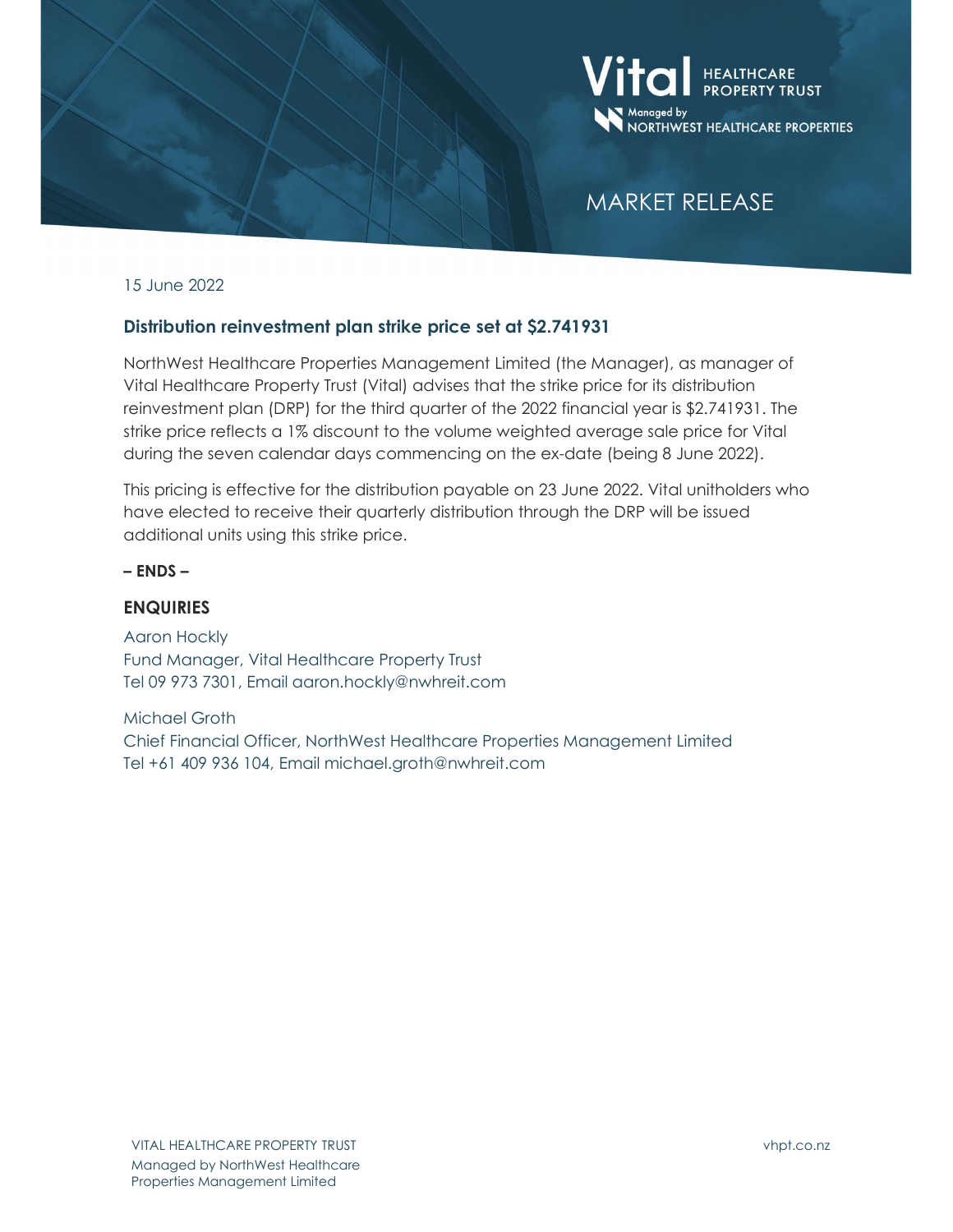Vital HEALTHCARE PROPERTY TRUST

Managed by NORTHWEST HEALTHCARE PROPERTIES

# MARKET RELEASE

15 June 2022

## Distribution reinvestment plan strike price set at $2.741931

NorthWest Healthcare Properties Management Limited (the Manager), as manager of Vital Healthcare Property Trust (Vital) advises that the strike price for its distribution reinvestment plan (DRP) for the third quarter of the 2022 financial year is $2.741931. The strike price reflects a 1% discount to the volume weighted average sale price for Vital during the seven calendar days commencing on the ex-date (being 8 June 2022).

This pricing is effective for the distribution payable on 23 June 2022. Vital unitholders who have elected to receive their quarterly distribution through the DRP will be issued additional units using this strike price.

**– ENDS –**

## ENQUIRIES

Aaron Hockly
Fund Manager, Vital Healthcare Property Trust
Tel 09 973 7301, Email aaron.hockly@nwhreit.com

Michael Groth
Chief Financial Officer, NorthWest Healthcare Properties Management Limited
Tel +61 409 936 104, Email michael.groth@nwhreit.com

VITAL HEALTHCARE PROPERTY TRUST
Managed by NorthWest Healthcare Properties Management Limited

vhpt.co.nz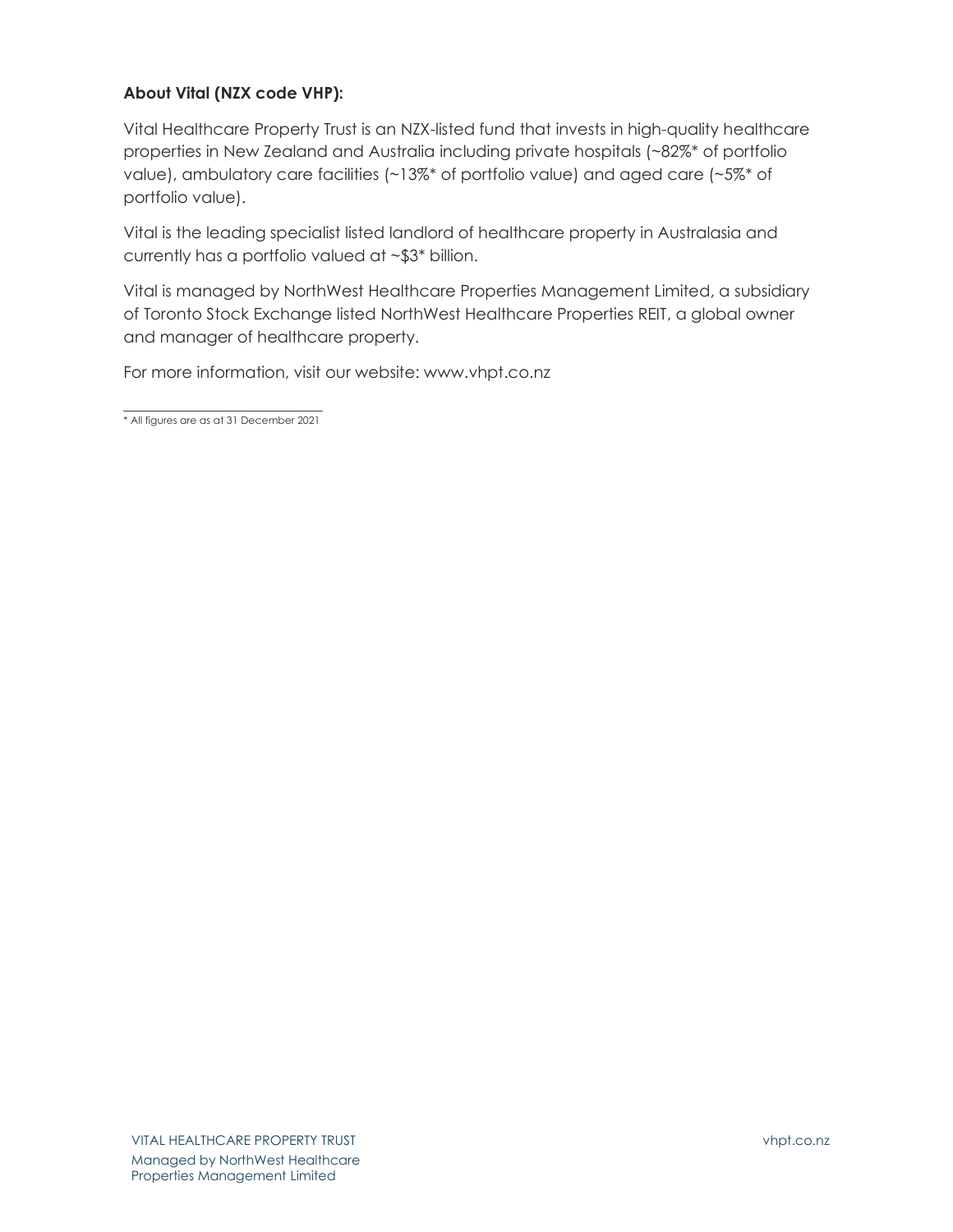**About Vital (NZX code VHP):**

Vital Healthcare Property Trust is an NZX-listed fund that invests in high-quality healthcare properties in New Zealand and Australia including private hospitals (~82%* of portfolio value), ambulatory care facilities (~13%* of portfolio value) and aged care (~5%* of portfolio value).

Vital is the leading specialist listed landlord of healthcare property in Australasia and currently has a portfolio valued at ~$3* billion.

Vital is managed by NorthWest Healthcare Properties Management Limited, a subsidiary of Toronto Stock Exchange listed NorthWest Healthcare Properties REIT, a global owner and manager of healthcare property.

For more information, visit our website: www.vhpt.co.nz

---

\* All figures are as at 31 December 2021